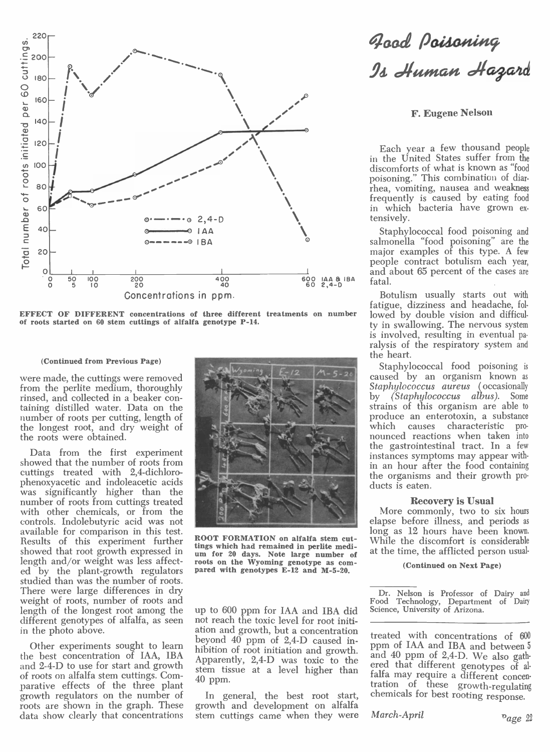EFFECT OF DIFFERENT concentrations of three different treatments on number of roots started on 60 stem cuttings of alfalfa genotype P-14.

(Continued from Previous Page)

were made, the cuttings were removed from the perlite medium, thoroughly rinsed, and collected in a beaker containing distilled water. Data on the number of roots per cutting, length of the longest root, and dry weight of the roots were obtained.

Data from the first experiment showed that the number of roots from cuttings treated with 2,4-dichlorophenoxyacetic and indoleacetic acids was significantly higher than the number of roots from cuttings treated with other chemicals, or from the controls. Indolebutyric acid was not available for comparison in this test. Results of this experiment further showed that root growth expressed in length and/or weight was less affected by the plant-growth regulators studied than was the number of roots. There were large differences in dry weight of roots, number of roots and length of the longest root among the different genotypes of alfalfa, as seen in the photo above.

Other experiments sought to learn the best concentration of IAA, IBA and 2-4-D to use for start and growth of roots on alfalfa stem cuttings. Comparative effects of the three plant growth regulators on the number of roots are shown in the graph. These data show clearly that concentrations up to 600 ppm for IAA and IBA did not reach the toxic level for root initiation and growth, but a concentration beyond 40 ppm of 2,4-D caused inhibition of root initiation and growth. Apparently, 2,4-D was toxic to the stem tissue at a level higher than 40 ppm.

ROOT FORMATION on alfalfa stem cuttings which had remained in perlite medium for 20 days. Note large number of roots on the Wyoming genotype as compared with genotypes E-12 and M-5-20.

In general, the best root start, growth and development on alfalfa stem cuttings came when they were treated with concentrations of 600 ppm of IAA and IBA and between 5 and 40 ppm of 2,4-D. We also gathered that different genotypes of alfalfa may require a different concentration of these growth-regulating chemicals for best rooting response.

# *Food Poisoning Is Human Hazard*

**F. Eugene Nelson**

Each year a few thousand people in the United States suffer from the discomforts of what is known as "food poisoning." This combination of diarrhea, vomiting, nausea and weakness frequently is caused by eating food in which bacteria have grown extensively.

Staphylococcal food poisoning and salmonella "food poisoning" are the major examples of this type. A few people contract botulism each year, and about 65 percent of the cases are fatal.

Botulism usually starts out with fatigue, dizziness and headache, followed by double vision and difficulty in swallowing. The nervous system is involved, resulting in eventual paralysis of the respiratory system and the heart.

Staphylococcal food poisoning is caused by an organism known as *Staphylococcus aureus* (occasionally by *(Staphylococcus albus)*. Some strains of this organism are able to produce an enterotoxin, a substance which causes characteristic pronounced reactions when taken into the gastrointestinal tract. In a few instances symptoms may appear within an hour after the food containing the organisms and their growth products is eaten.

### Recovery is Usual

More commonly, two to six hours elapse before illness, and periods as long as 12 hours have been known. While the discomfort is considerable at the time, the afflicted person usual-

(Continued on Next Page)

Dr. Nelson is Professor of Dairy and Food Technology, Department of Dairy Science, University of Arizona.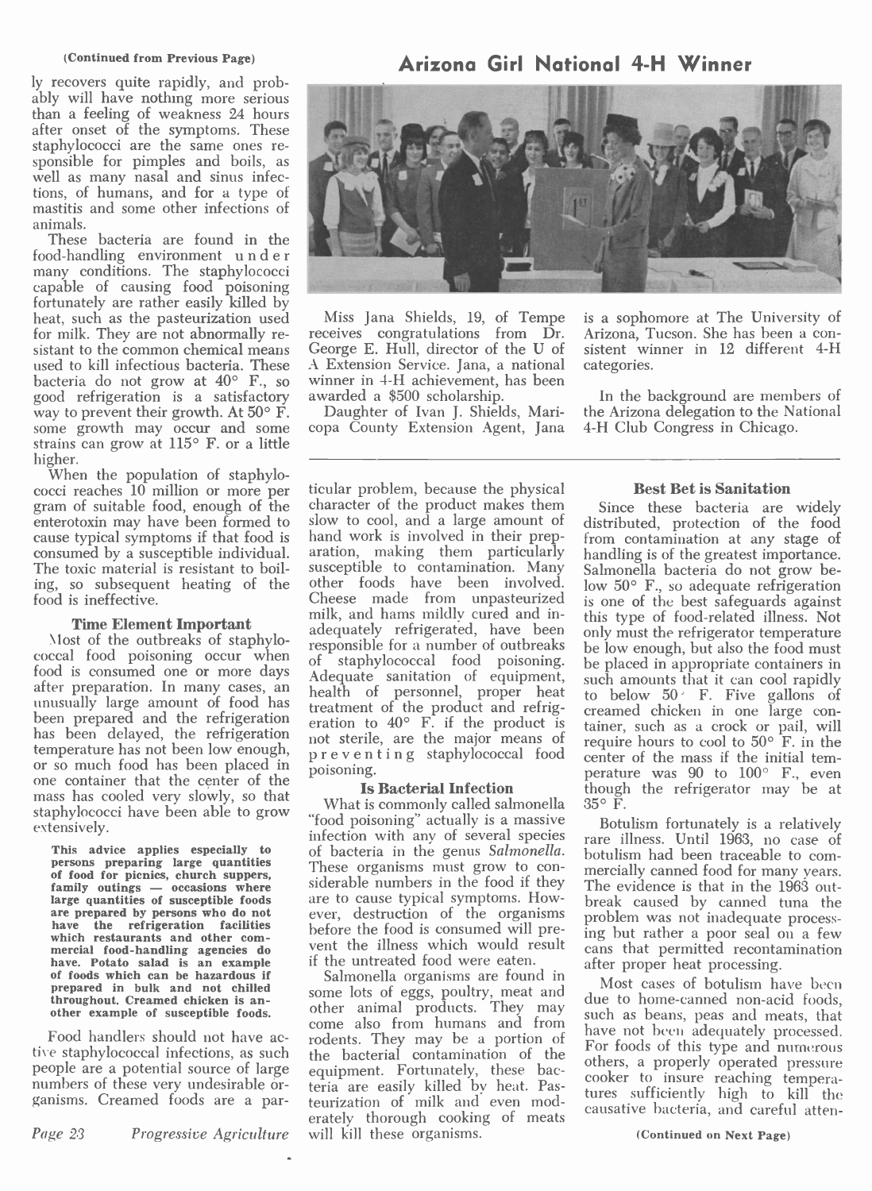(Continued from Previous Page)

ly recovers quite rapidly, and probably will have nothing more serious than a feeling of weakness 24 hours after onset of the symptoms. These staphylococci are the same ones responsible for pimples and boils, as well as many nasal and sinus infections, of humans, and for a type of mastitis and some other infections of animals.

These bacteria are found in the food-handling environment under many conditions. The staphylococci capable of causing food poisoning fortunately are rather easily killed by heat, such as the pasteurization used for milk. They are not abnormally resistant to the common chemical means used to kill infectious bacteria. These bacteria do not grow at 40° F., so good refrigeration is a satisfactory way to prevent their growth. At 50° F. some growth may occur and some strains can grow at 115° F. or a little higher.

When the population of staphylococci reaches 10 million or more per gram of suitable food, enough of the enterotoxin may have been formed to cause typical symptoms if that food is consumed by a susceptible individual. The toxic material is resistant to boiling, so subsequent heating of the food is ineffective.

### Time Element Important

Most of the outbreaks of staphylococcal food poisoning occur when food is consumed one or more days after preparation. In many cases, an unusually large amount of food has been prepared and the refrigeration has been delayed, the refrigeration temperature has not been low enough, or so much food has been placed in one container that the center of the mass has cooled very slowly, so that staphylococci have been able to grow extensively.

**This advice applies especially to persons preparing large quantities of food for picnics, church suppers, family outings — occasions where large quantities of susceptible foods are prepared by persons who do not have the refrigeration facilities which restaurants and other commercial food-handling agencies do have. Potato salad is an example of foods which can be hazardous if prepared in bulk and not chilled throughout. Creamed chicken is another example of susceptible foods.**

Food handlers should not have active staphylococcal infections, as such people are a potential source of large numbers of these very undesirable organisms. Creamed foods are a particular problem, because the physical character of the product makes them slow to cool, and a large amount of hand work is involved in their preparation, making them particularly susceptible to contamination. Many other foods have been involved. Cheese made from unpasteurized milk, and hams mildly cured and inadequately refrigerated, have been responsible for a number of outbreaks of staphylococcal food poisoning. Adequate sanitation of equipment, health of personnel, proper heat treatment of the product and refrigeration to 40° F. if the product is not sterile, are the major means of preventing staphylococcal food poisoning.

### Is Bacterial Infection

What is commonly called salmonella "food poisoning" actually is a massive infection with any of several species of bacteria in the genus *Salmonella*. These organisms must grow to considerable numbers in the food if they are to cause typical symptoms. However, destruction of the organisms before the food is consumed will prevent the illness which would result if the untreated food were eaten.

Salmonella organisms are found in some lots of eggs, poultry, meat and other animal products. They may come also from humans and from rodents. They may be a portion of the bacterial contamination of the equipment. Fortunately, these bacteria are easily killed by heat. Pasteurization of milk and even moderately thorough cooking of meats will kill these organisms.

### Best Bet is Sanitation

Since these bacteria are widely distributed, protection of the food from contamination at any stage of handling is of the greatest importance. Salmonella bacteria do not grow below 50° F., so adequate refrigeration is one of the best safeguards against this type of food-related illness. Not only must the refrigerator temperature be low enough, but also the food must be placed in appropriate containers in such amounts that it can cool rapidly to below 50° F. Five gallons of creamed chicken in one large container, such as a crock or pail, will require hours to cool to 50° F. in the center of the mass if the initial temperature was 90 to 100° F., even though the refrigerator may be at 35° F.

Botulism fortunately is a relatively rare illness. Until 1963, no case of botulism had been traceable to commercially canned food for many years. The evidence is that in the 1963 outbreak caused by canned tuna the problem was not inadequate processing but rather a poor seal on a few cans that permitted recontamination after proper heat processing.

Most cases of botulism have been due to home-canned non-acid foods, such as beans, peas and meats, that have not been adequately processed. For foods of this type and numerous others, a properly operated pressure cooker to insure reaching temperatures sufficiently high to kill the causative bacteria, and careful atten-

(Continued on Next Page)

## Arizona Girl National 4-H Winner

Miss Jana Shields, 19, of Tempe receives congratulations from Dr. George E. Hull, director of the U of A Extension Service. Jana, a national winner in 4-H achievement, has been awarded a $500 scholarship.

Daughter of Ivan J. Shields, Maricopa County Extension Agent, Jana is a sophomore at The University of Arizona, Tucson. She has been a consistent winner in 12 different 4-H categories.

In the background are members of the Arizona delegation to the National 4-H Club Congress in Chicago.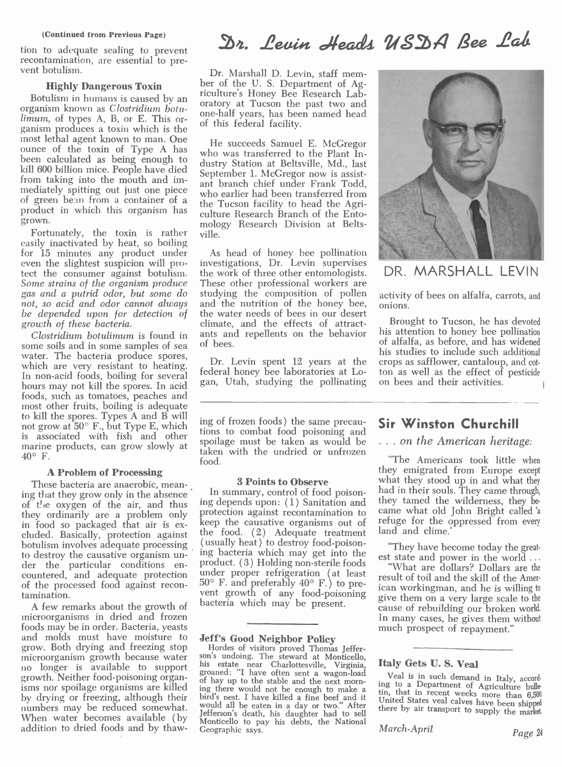(Continued from Previous Page)

tion to adequate sealing to prevent recontamination, are essential to prevent botulism.

### Highly Dangerous Toxin

Botulism in humans is caused by an organism known as *Clostridium botulimum*, of types A, B, or E. This organism produces a toxin which is the most lethal agent known to man. One ounce of the toxin of Type A has been calculated as being enough to kill 600 billion mice. People have died from taking into the mouth and immediately spitting out just one piece of green bean from a container of a product in which this organism has grown.

Fortunately, the toxin is rather easily inactivated by heat, so boiling for 15 minutes any product under even the slightest suspicion will protect the consumer against botulism. *Some strains of the organism produce gas and a putrid odor, but some do not, so acid and odor cannot always be depended upon for detection of growth of these bacteria.*

*Clostridium botulimum* is found in some soils and in some samples of sea water. The bacteria produce spores, which are very resistant to heating. In non-acid foods, boiling for several hours may not kill the spores. In acid foods, such as tomatoes, peaches and most other fruits, boiling is adequate to kill the spores. Types A and B will not grow at 50° F., but Type E, which is associated with fish and other marine products, can grow slowly at 40° F.

### A Problem of Processing

These bacteria are anaerobic, meaning that they grow only in the absence of the oxygen of the air, and thus they ordinarily are a problem only in food so packaged that air is excluded. Basically, protection against botulism involves adequate processing to destroy the causative organism under the particular conditions encountered, and adequate protection of the processed food against recontamination.

A few remarks about the growth of microorganisms in dried and frozen foods may be in order. Bacteria, yeasts and molds must have moisture to grow. Both drying and freezing stop microorganism growth because water no longer is available to support growth. Neither food-poisoning organisms nor spoilage organisms are killed by drying or freezing, although their numbers may be reduced somewhat. When water becomes available (by addition to dried foods and by thawing of frozen foods) the same precautions to combat food poisoning and spoilage must be taken as would be taken with the undried or unfrozen food.

### 3 Points to Observe

In summary, control of food poisoning depends upon: (1) Sanitation and protection against recontamination to keep the causative organisms out of the food. (2) Adequate treatment (usually heat) to destroy food-poisoning bacteria which may get into the product. (3) Holding non-sterile foods under proper refrigeration (at least 50° F. and preferably 40° F.) to prevent growth of any food-poisoning bacteria which may be present.

# Dr. Levin Heads USDA Bee Lab

Dr. Marshall D. Levin, staff member of the U. S. Department of Agriculture's Honey Bee Research Laboratory at Tucson the past two and one-half years, has been named head of this federal facility.

He succeeds Samuel E. McGregor who was transferred to the Plant Industry Station at Beltsville, Md., last September 1. McGregor now is assistant branch chief under Frank Todd, who earlier had been transferred from the Tucson facility to head the Agriculture Research Branch of the Entomology Research Division at Beltsville.

As head of honey bee pollination investigations, Dr. Levin supervises the work of three other entomologists. These other professional workers are studying the composition of pollen and the nutrition of the honey bee, the water needs of bees in our desert climate, and the effects of attractants and repellents on the behavior of bees.

Dr. Levin spent 12 years at the federal honey bee laboratories at Logan, Utah, studying the pollinating activity of bees on alfalfa, carrots, and onions.

DR. MARSHALL LEVIN

Brought to Tucson, he has devoted his attention to honey bee pollination of alfalfa, as before, and has widened his studies to include such additional crops as safflower, cantaloup, and cotton as well as the effect of pesticide on bees and their activities.

### Jeff's Good Neighbor Policy

Hordes of visitors proved Thomas Jefferson's undoing. The steward at Monticello, his estate near Charlottesville, Virginia, groaned: "I have often sent a wagon-load of hay up to the stable and the next morning there would not be enough to make a bird's nest. I have killed a fine beef and it would all be eaten in a day or two." After Jefferson's death, his daughter had to sell Monticello to pay his debts, the National Geographic says.

## Sir Winston Churchill

*. . . on the American heritage:*

"The Americans took little when they emigrated from Europe except what they stood up in and what they had in their souls. They came through, they tamed the wilderness, they became what old John Bright called 'a refuge for the oppressed from every land and clime.'

"They have become today the greatest state and power in the world . . .

"What are dollars? Dollars are the result of toil and the skill of the American workingman, and he is willing to give them on a very large scale to the cause of rebuilding our broken world. In many cases, he gives them without much prospect of repayment."

### Italy Gets U. S. Veal

Veal is in such demand in Italy, according to a Department of Agriculture bulletin, that in recent weeks more than 6,500 United States veal calves have been shipped there by air transport to supply the market.

March-April